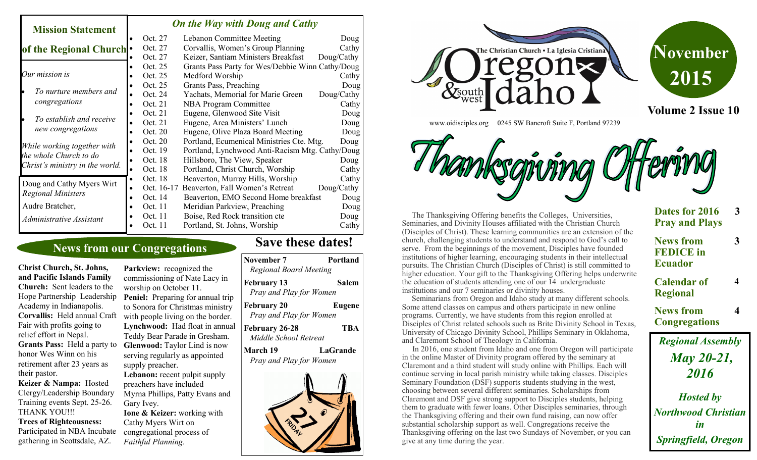# November 2015

**Volume 2 Issue 10**

The Christian Church • La Iglesia Cristiana
Oregon & southwest Idaho

www.oidisciples.org 0245 SW Bancroft Suite F, Portland 97239

## Mission Statement of the Regional Church

*Our mission is*

- *To nurture members and congregations*
- *To establish and receive new congregations*

*While working together with the whole Church to do Christ's ministry in the world.*

Doug and Cathy Myers Wirt
*Regional Ministers*

Audre Bratcher,
*Administrative Assistant*

## *On the Way with Doug and Cathy*

| Date | Event | Who |
|---|---|---|
| Oct. 27 | Lebanon Committee Meeting | Doug |
| Oct. 27 | Corvallis, Women's Group Planning | Cathy |
| Oct. 27 | Keizer, Santiam Ministers Breakfast | Doug/Cathy |
| Oct. 25 | Grants Pass Party for Wes/Debbie Winn | Cathy/Doug |
| Oct. 25 | Medford Worship | Cathy |
| Oct. 25 | Grants Pass, Preaching | Doug |
| Oct. 24 | Yachats, Memorial for Marie Green | Doug/Cathy |
| Oct. 21 | NBA Program Committee | Cathy |
| Oct. 21 | Eugene, Glenwood Site Visit | Doug |
| Oct. 21 | Eugene, Area Ministers' Lunch | Doug |
| Oct. 20 | Eugene, Olive Plaza Board Meeting | Doug |
| Oct. 20 | Portland, Ecumenical Ministries Cte. Mtg. | Doug |
| Oct. 19 | Portland, Lynchwood Anti-Racism Mtg. | Cathy/Doug |
| Oct. 18 | Hillsboro, The View, Speaker | Doug |
| Oct. 18 | Portland, Christ Church, Worship | Cathy |
| Oct. 18 | Beaverton, Murray Hills, Worship | Cathy |
| Oct. 16-17 | Beaverton, Fall Women's Retreat | Doug/Cathy |
| Oct. 14 | Beaverton, EMO Second Home breakfast | Doug |
| Oct. 11 | Meridian Parkview, Preaching | Doug |
| Oct. 11 | Boise, Red Rock transition cte | Doug |
| Oct. 11 | Portland, St. Johns, Worship | Cathy |

## News from our Congregations

**Christ Church, St. Johns, and Pacific Islands Family Church:** Sent leaders to the Hope Partnership Leadership Academy in Indianapolis.

**Corvallis:** Held annual Craft Fair with profits going to relief effort in Nepal.

**Grants Pass:** Held a party to honor Wes Winn on his retirement after 23 years as their pastor.

**Keizer & Nampa:** Hosted Clergy/Leadership Boundary Training events Sept. 25-26. THANK YOU!!!

**Trees of Righteousness:** Participated in NBA Incubate gathering in Scottsdale, AZ.

**Parkview:** recognized the commissioning of Nate Lacy in worship on October 11.

**Peniel:** Preparing for annual trip to Sonora for Christmas ministry with people living on the border.

**Lynchwood:** Had float in annual Teddy Bear Parade in Gresham.

**Glenwood:** Taylor Lind is now serving regularly as appointed supply preacher.

**Lebanon:** recent pulpit supply preachers have included Myrna Phillips, Patty Evans and Gary Ivey.

**Ione & Keizer:** working with Cathy Myers Wirt on congregational process of *Faithful Planning.*

## Save these dates!

**November 7** — **Portland**
*Regional Board Meeting*

**February 13** — **Salem**
*Pray and Play for Women*

**February 20** — **Eugene**
*Pray and Play for Women*

**February 26-28** — **TBA**
*Middle School Retreat*

**March 19** — **LaGrande**
*Pray and Play for Women*

# Thanksgiving Offering

The Thanksgiving Offering benefits the Colleges, Universities, Seminaries, and Divinity Houses affiliated with the Christian Church (Disciples of Christ). These learning communities are an extension of the church, challenging students to understand and respond to God's call to serve. From the beginnings of the movement, Disciples have founded institutions of higher learning, encouraging students in their intellectual pursuits. The Christian Church (Disciples of Christ) is still committed to higher education. Your gift to the Thanksgiving Offering helps underwrite the education of students attending one of our 14 undergraduate institutions and our 7 seminaries or divinity houses.

Seminarians from Oregon and Idaho study at many different schools. Some attend classes on campus and others participate in new online programs. Currently, we have students from this region enrolled at Disciples of Christ related schools such as Brite Divinity School in Texas, University of Chicago Divinity School, Phillips Seminary in Oklahoma, and Claremont School of Theology in California.

In 2016, one student from Idaho and one from Oregon will participate in the online Master of Divinity program offered by the seminary at Claremont and a third student will study online with Phillips. Each will continue serving in local parish ministry while taking classes. Disciples Seminary Foundation (DSF) supports students studying in the west, choosing between several different seminaries. Scholarships from Claremont and DSF give strong support to Disciples students, helping them to graduate with fewer loans. Other Disciples seminaries, through the Thanksgiving offering and their own fund raising, can now offer substantial scholarship support as well. Congregations receive the Thanksgiving offering on the last two Sundays of November, or you can give at any time during the year.

| | |
|---|---|
| **Dates for 2016 Pray and Plays** | 3 |
| **News from FEDICE in Ecuador** | 3 |
| **Calendar of Regional** | 4 |
| **News from Congregations** | 4 |

***Regional Assembly***
***May 20-21, 2016***

***Hosted by Northwood Christian in Springfield, Oregon***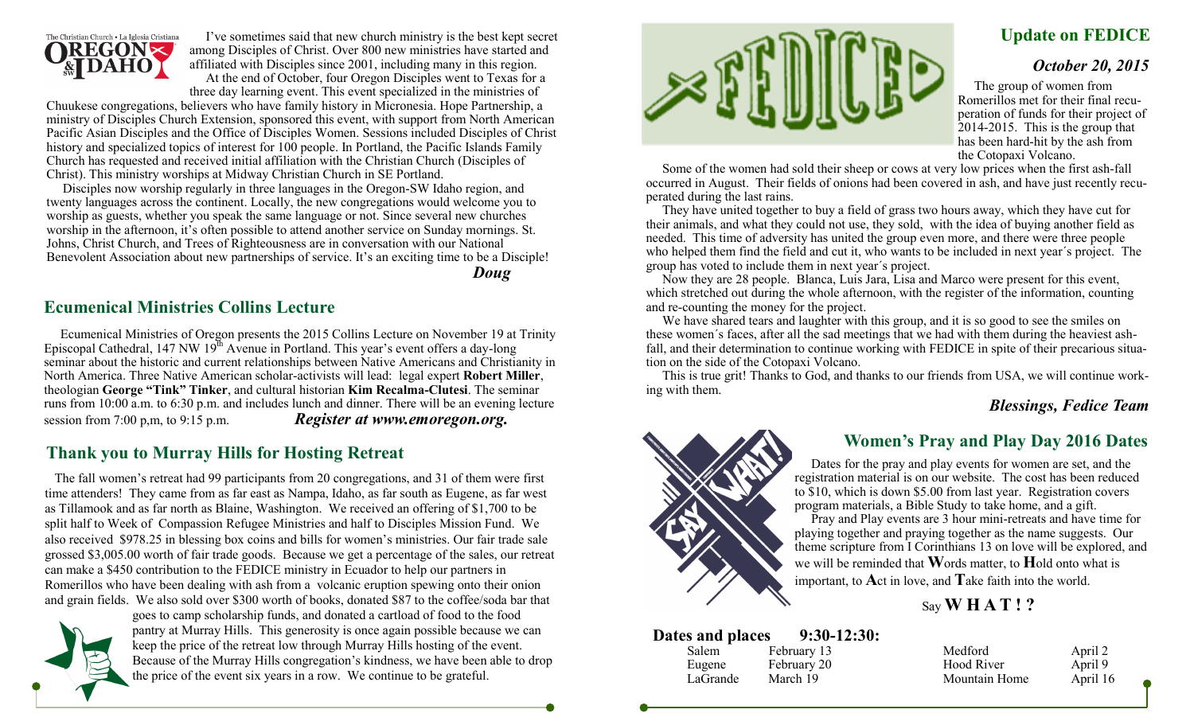I've sometimes said that new church ministry is the best kept secret among Disciples of Christ. Over 800 new ministries have started and affiliated with Disciples since 2001, including many in this region. At the end of October, four Oregon Disciples went to Texas for a three day learning event. This event specialized in the ministries of Chuukese congregations, believers who have family history in Micronesia. Hope Partnership, a ministry of Disciples Church Extension, sponsored this event, with support from North American Pacific Asian Disciples and the Office of Disciples Women. Sessions included Disciples of Christ history and specialized topics of interest for 100 people. In Portland, the Pacific Islands Family Church has requested and received initial affiliation with the Christian Church (Disciples of Christ). This ministry worships at Midway Christian Church in SE Portland.

Disciples now worship regularly in three languages in the Oregon-SW Idaho region, and twenty languages across the continent. Locally, the new congregations would welcome you to worship as guests, whether you speak the same language or not. Since several new churches worship in the afternoon, it's often possible to attend another service on Sunday mornings. St. Johns, Christ Church, and Trees of Righteousness are in conversation with our National Benevolent Association about new partnerships of service. It's an exciting time to be a Disciple!

***Doug***

## Ecumenical Ministries Collins Lecture

Ecumenical Ministries of Oregon presents the 2015 Collins Lecture on November 19 at Trinity Episcopal Cathedral, 147 NW 19th Avenue in Portland. This year's event offers a day-long seminar about the historic and current relationships between Native Americans and Christianity in North America. Three Native American scholar-activists will lead: legal expert **Robert Miller**, theologian **George "Tink" Tinker**, and cultural historian **Kim Recalma-Clutesi**. The seminar runs from 10:00 a.m. to 6:30 p.m. and includes lunch and dinner. There will be an evening lecture session from 7:00 p,m, to 9:15 p.m. ***Register at www.emoregon.org.***

## Thank you to Murray Hills for Hosting Retreat

The fall women's retreat had 99 participants from 20 congregations, and 31 of them were first time attenders! They came from as far east as Nampa, Idaho, as far south as Eugene, as far west as Tillamook and as far north as Blaine, Washington. We received an offering of $1,700 to be split half to Week of Compassion Refugee Ministries and half to Disciples Mission Fund. We also received $978.25 in blessing box coins and bills for women's ministries. Our fair trade sale grossed $3,005.00 worth of fair trade goods. Because we get a percentage of the sales, our retreat can make a $450 contribution to the FEDICE ministry in Ecuador to help our partners in Romerillos who have been dealing with ash from a volcanic eruption spewing onto their onion and grain fields. We also sold over $300 worth of books, donated $87 to the coffee/soda bar that goes to camp scholarship funds, and donated a cartload of food to the food pantry at Murray Hills. This generosity is once again possible because we can keep the price of the retreat low through Murray Hills hosting of the event. Because of the Murray Hills congregation's kindness, we have been able to drop the price of the event six years in a row. We continue to be grateful.

## Update on FEDICE

### *October 20, 2015*

The group of women from Romerillos met for their final recuperation of funds for their project of 2014-2015. This is the group that has been hard-hit by the ash from the Cotopaxi Volcano.

Some of the women had sold their sheep or cows at very low prices when the first ash-fall occurred in August. Their fields of onions had been covered in ash, and have just recently recuperated during the last rains.

They have united together to buy a field of grass two hours away, which they have cut for their animals, and what they could not use, they sold, with the idea of buying another field as needed. This time of adversity has united the group even more, and there were three people who helped them find the field and cut it, who wants to be included in next year´s project. The group has voted to include them in next year´s project.

Now they are 28 people. Blanca, Luis Jara, Lisa and Marco were present for this event, which stretched out during the whole afternoon, with the register of the information, counting and re-counting the money for the project.

We have shared tears and laughter with this group, and it is so good to see the smiles on these women´s faces, after all the sad meetings that we had with them during the heaviest ash-fall, and their determination to continue working with FEDICE in spite of their precarious situation on the side of the Cotopaxi Volcano.

This is true grit! Thanks to God, and thanks to our friends from USA, we will continue working with them.

***Blessings, Fedice Team***

## Women's Pray and Play Day 2016 Dates

Dates for the pray and play events for women are set, and the registration material is on our website. The cost has been reduced to $10, which is down $5.00 from last year. Registration covers program materials, a Bible Study to take home, and a gift.

Pray and Play events are 3 hour mini-retreats and have time for playing together and praying together as the name suggests. Our theme scripture from I Corinthians 13 on love will be explored, and we will be reminded that **W**ords matter, to **H**old onto what is important, to **A**ct in love, and **T**ake faith into the world.

Say **W H A T ! ?**

**Dates and places 9:30-12:30:**

| | | | |
|---|---|---|---|
| Salem | February 13 | Medford | April 2 |
| Eugene | February 20 | Hood River | April 9 |
| LaGrande | March 19 | Mountain Home | April 16 |